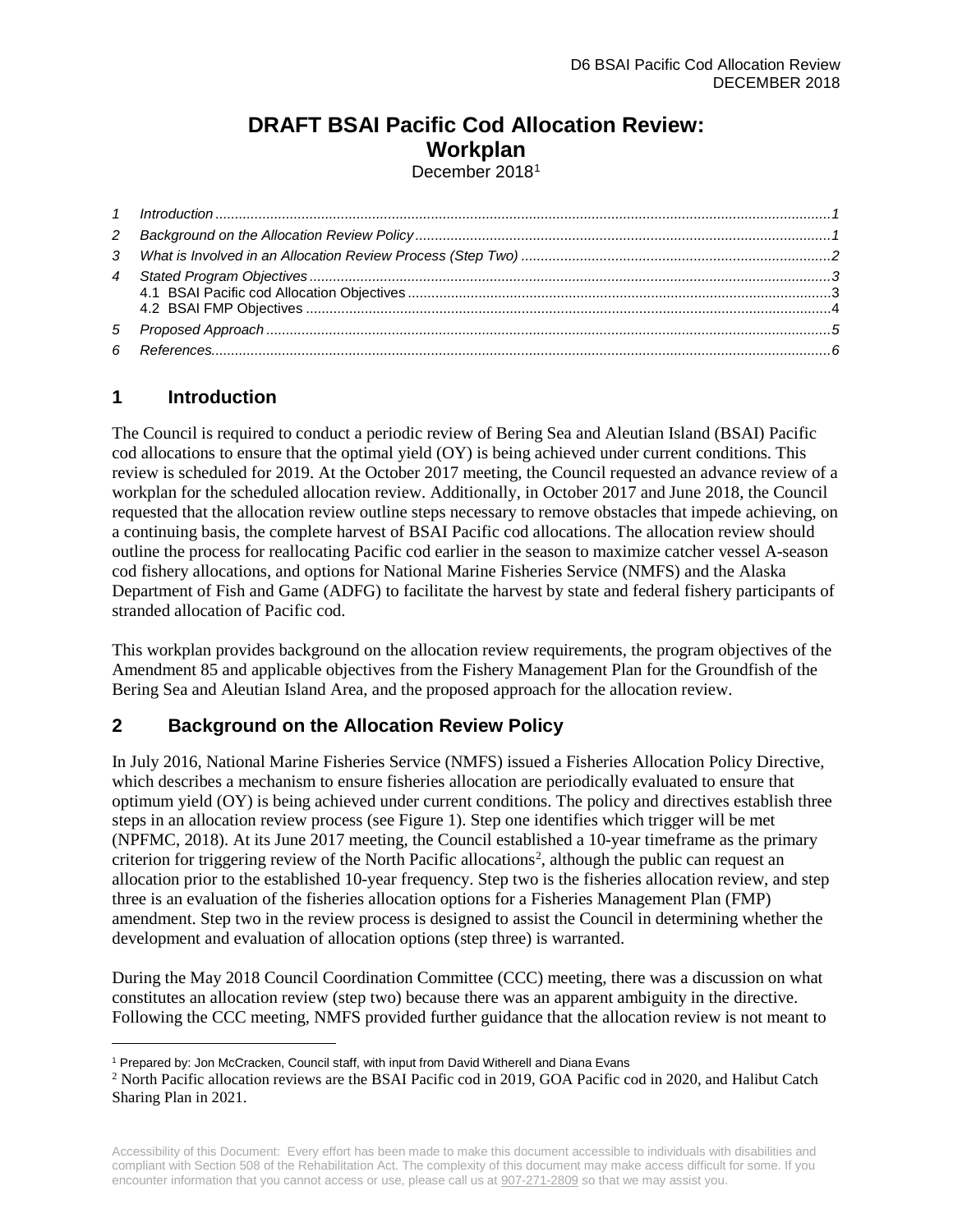# DRAFT BSAI Pacific Cod Allocation Review: Workplan

December 2018[1]

1 Introduction ... 1
2 Background on the Allocation Review Policy ... 1
3 What is Involved in an Allocation Review Process (Step Two) ... 2
4 Stated Program Objectives ... 3
  4.1 BSAI Pacific cod Allocation Objectives ... 3
  4.2 BSAI FMP Objectives ... 4
5 Proposed Approach ... 5
6 References ... 6

## 1 Introduction

The Council is required to conduct a periodic review of Bering Sea and Aleutian Island (BSAI) Pacific cod allocations to ensure that the optimal yield (OY) is being achieved under current conditions. This review is scheduled for 2019. At the October 2017 meeting, the Council requested an advance review of a workplan for the scheduled allocation review. Additionally, in October 2017 and June 2018, the Council requested that the allocation review outline steps necessary to remove obstacles that impede achieving, on a continuing basis, the complete harvest of BSAI Pacific cod allocations. The allocation review should outline the process for reallocating Pacific cod earlier in the season to maximize catcher vessel A-season cod fishery allocations, and options for National Marine Fisheries Service (NMFS) and the Alaska Department of Fish and Game (ADFG) to facilitate the harvest by state and federal fishery participants of stranded allocation of Pacific cod.

This workplan provides background on the allocation review requirements, the program objectives of the Amendment 85 and applicable objectives from the Fishery Management Plan for the Groundfish of the Bering Sea and Aleutian Island Area, and the proposed approach for the allocation review.

## 2 Background on the Allocation Review Policy

In July 2016, National Marine Fisheries Service (NMFS) issued a Fisheries Allocation Policy Directive, which describes a mechanism to ensure fisheries allocation are periodically evaluated to ensure that optimum yield (OY) is being achieved under current conditions. The policy and directives establish three steps in an allocation review process (see Figure 1). Step one identifies which trigger will be met (NPFMC, 2018). At its June 2017 meeting, the Council established a 10-year timeframe as the primary criterion for triggering review of the North Pacific allocations[2], although the public can request an allocation prior to the established 10-year frequency. Step two is the fisheries allocation review, and step three is an evaluation of the fisheries allocation options for a Fisheries Management Plan (FMP) amendment. Step two in the review process is designed to assist the Council in determining whether the development and evaluation of allocation options (step three) is warranted.

During the May 2018 Council Coordination Committee (CCC) meeting, there was a discussion on what constitutes an allocation review (step two) because there was an apparent ambiguity in the directive. Following the CCC meeting, NMFS provided further guidance that the allocation review is not meant to

---

[1] Prepared by: Jon McCracken, Council staff, with input from David Witherell and Diana Evans

[2] North Pacific allocation reviews are the BSAI Pacific cod in 2019, GOA Pacific cod in 2020, and Halibut Catch Sharing Plan in 2021.

Accessibility of this Document: Every effort has been made to make this document accessible to individuals with disabilities and compliant with Section 508 of the Rehabilitation Act. The complexity of this document may make access difficult for some. If you encounter information that you cannot access or use, please call us at 907-271-2809 so that we may assist you.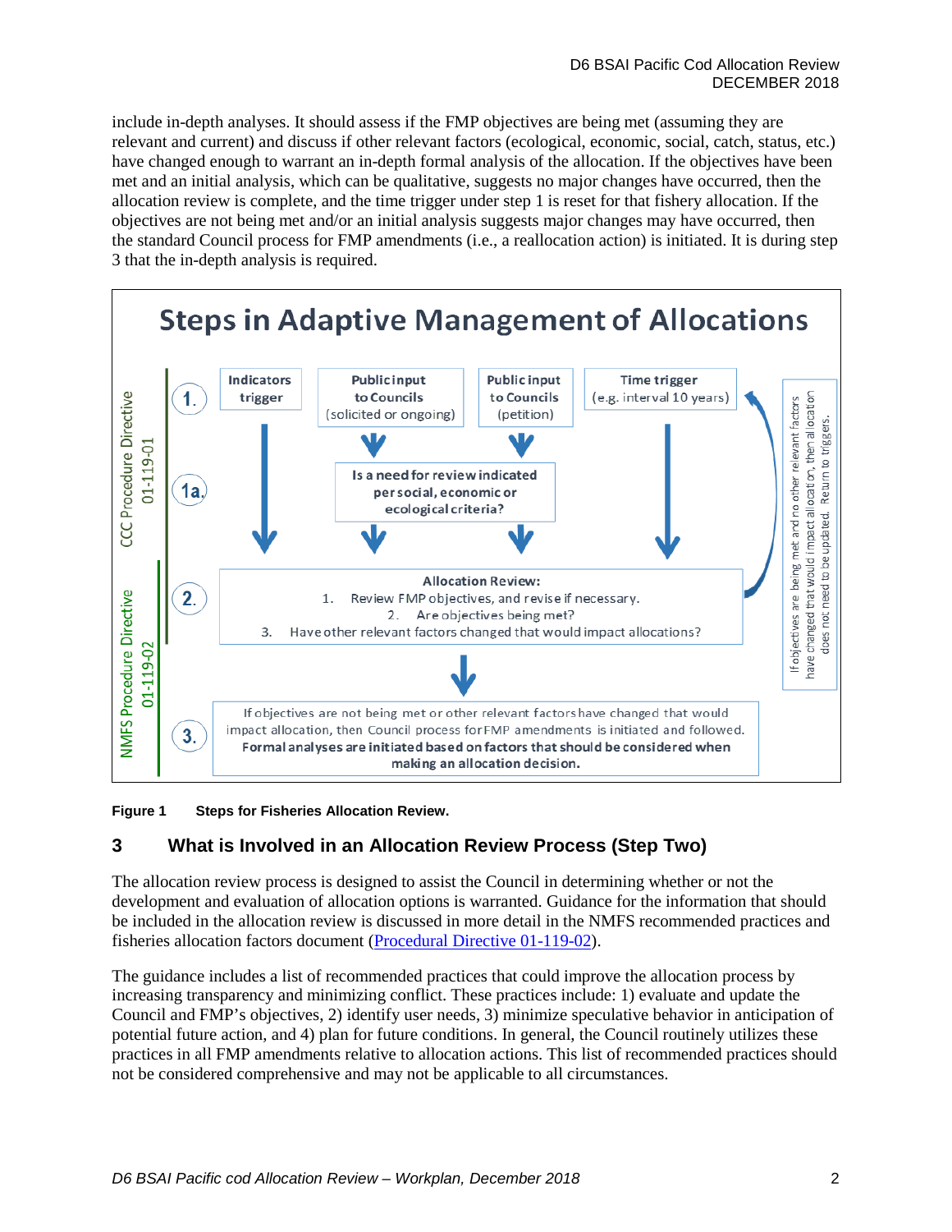include in-depth analyses. It should assess if the FMP objectives are being met (assuming they are relevant and current) and discuss if other relevant factors (ecological, economic, social, catch, status, etc.) have changed enough to warrant an in-depth formal analysis of the allocation. If the objectives have been met and an initial analysis, which can be qualitative, suggests no major changes have occurred, then the allocation review is complete, and the time trigger under step 1 is reset for that fishery allocation. If the objectives are not being met and/or an initial analysis suggests major changes may have occurred, then the standard Council process for FMP amendments (i.e., a reallocation action) is initiated. It is during step 3 that the in-depth analysis is required.

**Steps in Adaptive Management of Allocations**

CCC Procedure Directive 01-119-01

1. Indicators trigger | Public input to Councils (solicited or ongoing) | Public input to Councils (petition) | Time trigger (e.g. interval 10 years)

1a. Is a need for review indicated per social, economic or ecological criteria?

NMFS Procedure Directive 01-119-02

2. Allocation Review:
   1. Review FMP objectives, and revise if necessary.
   2. Are objectives being met?
   3. Have other relevant factors changed that would impact allocations?

3. If objectives are not being met or other relevant factors have changed that would impact allocation, then Council process for FMP amendments is initiated and followed. **Formal analyses are initiated based on factors that should be considered when making an allocation decision.**

If objectives are being met and no other relevant factors have changed that would impact allocation, then allocation does not need to be updated. Return to triggers.

**Figure 1 Steps for Fisheries Allocation Review.**

## 3 What is Involved in an Allocation Review Process (Step Two)

The allocation review process is designed to assist the Council in determining whether or not the development and evaluation of allocation options is warranted. Guidance for the information that should be included in the allocation review is discussed in more detail in the NMFS recommended practices and fisheries allocation factors document (Procedural Directive 01-119-02).

The guidance includes a list of recommended practices that could improve the allocation process by increasing transparency and minimizing conflict. These practices include: 1) evaluate and update the Council and FMP's objectives, 2) identify user needs, 3) minimize speculative behavior in anticipation of potential future action, and 4) plan for future conditions. In general, the Council routinely utilizes these practices in all FMP amendments relative to allocation actions. This list of recommended practices should not be considered comprehensive and may not be applicable to all circumstances.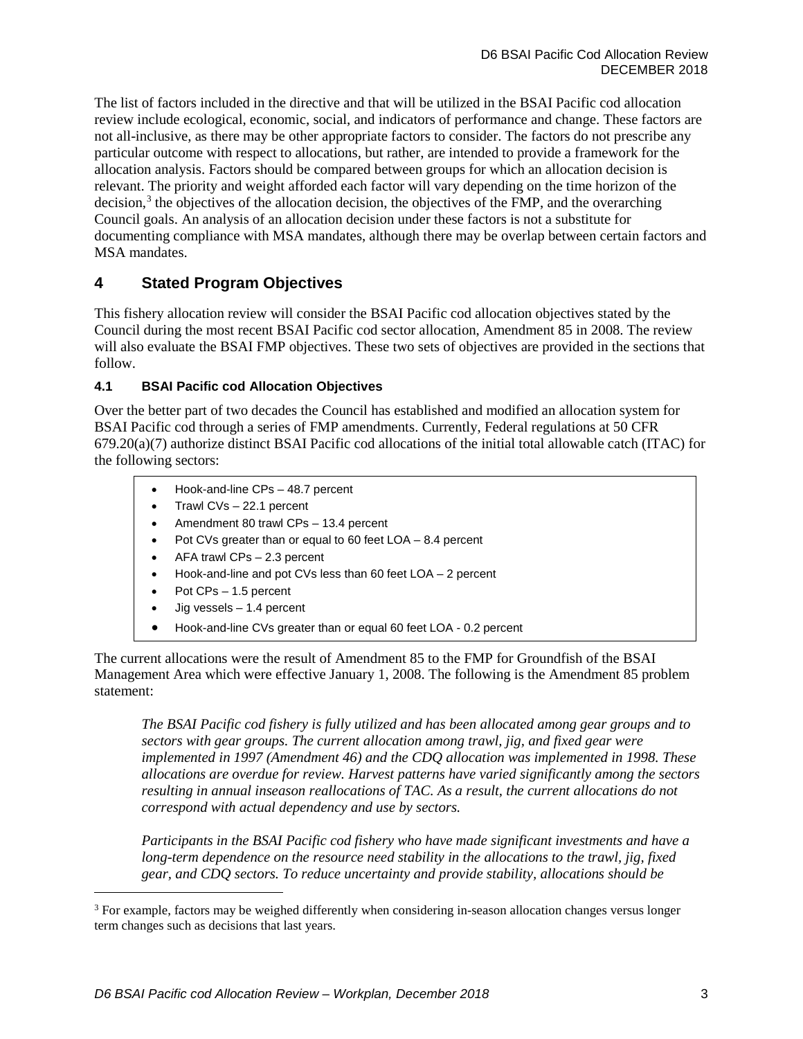The list of factors included in the directive and that will be utilized in the BSAI Pacific cod allocation review include ecological, economic, social, and indicators of performance and change. These factors are not all-inclusive, as there may be other appropriate factors to consider. The factors do not prescribe any particular outcome with respect to allocations, but rather, are intended to provide a framework for the allocation analysis. Factors should be compared between groups for which an allocation decision is relevant. The priority and weight afforded each factor will vary depending on the time horizon of the decision,[3] the objectives of the allocation decision, the objectives of the FMP, and the overarching Council goals. An analysis of an allocation decision under these factors is not a substitute for documenting compliance with MSA mandates, although there may be overlap between certain factors and MSA mandates.

# 4 Stated Program Objectives

This fishery allocation review will consider the BSAI Pacific cod allocation objectives stated by the Council during the most recent BSAI Pacific cod sector allocation, Amendment 85 in 2008. The review will also evaluate the BSAI FMP objectives. These two sets of objectives are provided in the sections that follow.

## 4.1 BSAI Pacific cod Allocation Objectives

Over the better part of two decades the Council has established and modified an allocation system for BSAI Pacific cod through a series of FMP amendments. Currently, Federal regulations at 50 CFR 679.20(a)(7) authorize distinct BSAI Pacific cod allocations of the initial total allowable catch (ITAC) for the following sectors:

- Hook-and-line CPs – 48.7 percent
- Trawl CVs – 22.1 percent
- Amendment 80 trawl CPs – 13.4 percent
- Pot CVs greater than or equal to 60 feet LOA – 8.4 percent
- AFA trawl CPs – 2.3 percent
- Hook-and-line and pot CVs less than 60 feet LOA – 2 percent
- Pot CPs – 1.5 percent
- Jig vessels – 1.4 percent
- Hook-and-line CVs greater than or equal 60 feet LOA - 0.2 percent

The current allocations were the result of Amendment 85 to the FMP for Groundfish of the BSAI Management Area which were effective January 1, 2008. The following is the Amendment 85 problem statement:

*The BSAI Pacific cod fishery is fully utilized and has been allocated among gear groups and to sectors with gear groups. The current allocation among trawl, jig, and fixed gear were implemented in 1997 (Amendment 46) and the CDQ allocation was implemented in 1998. These allocations are overdue for review. Harvest patterns have varied significantly among the sectors resulting in annual inseason reallocations of TAC. As a result, the current allocations do not correspond with actual dependency and use by sectors.*

*Participants in the BSAI Pacific cod fishery who have made significant investments and have a long-term dependence on the resource need stability in the allocations to the trawl, jig, fixed gear, and CDQ sectors. To reduce uncertainty and provide stability, allocations should be*

[3] For example, factors may be weighed differently when considering in-season allocation changes versus longer term changes such as decisions that last years.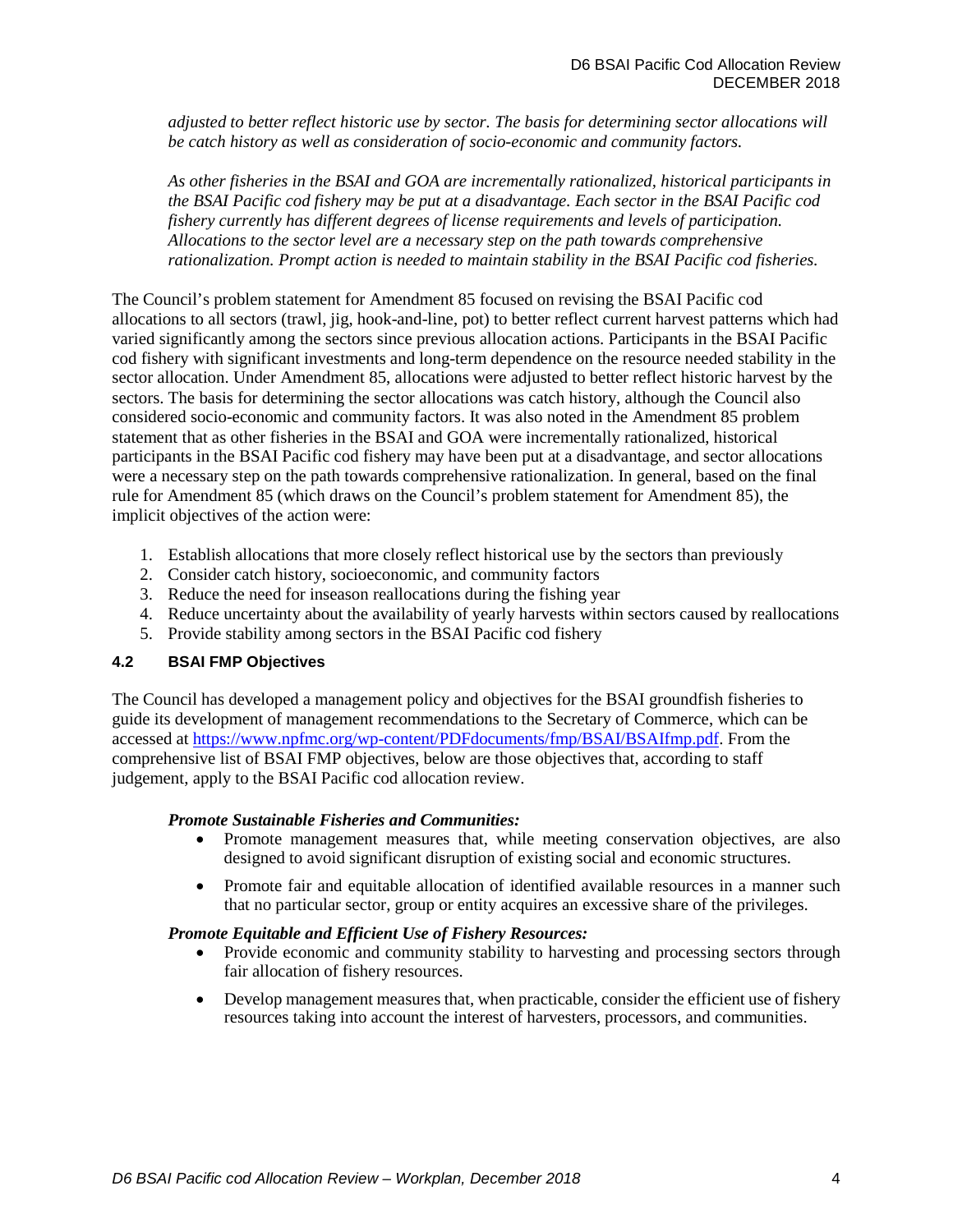*adjusted to better reflect historic use by sector. The basis for determining sector allocations will be catch history as well as consideration of socio-economic and community factors.*

*As other fisheries in the BSAI and GOA are incrementally rationalized, historical participants in the BSAI Pacific cod fishery may be put at a disadvantage. Each sector in the BSAI Pacific cod fishery currently has different degrees of license requirements and levels of participation. Allocations to the sector level are a necessary step on the path towards comprehensive rationalization. Prompt action is needed to maintain stability in the BSAI Pacific cod fisheries.*

The Council's problem statement for Amendment 85 focused on revising the BSAI Pacific cod allocations to all sectors (trawl, jig, hook-and-line, pot) to better reflect current harvest patterns which had varied significantly among the sectors since previous allocation actions. Participants in the BSAI Pacific cod fishery with significant investments and long-term dependence on the resource needed stability in the sector allocation. Under Amendment 85, allocations were adjusted to better reflect historic harvest by the sectors. The basis for determining the sector allocations was catch history, although the Council also considered socio-economic and community factors. It was also noted in the Amendment 85 problem statement that as other fisheries in the BSAI and GOA were incrementally rationalized, historical participants in the BSAI Pacific cod fishery may have been put at a disadvantage, and sector allocations were a necessary step on the path towards comprehensive rationalization. In general, based on the final rule for Amendment 85 (which draws on the Council's problem statement for Amendment 85), the implicit objectives of the action were:

1. Establish allocations that more closely reflect historical use by the sectors than previously
2. Consider catch history, socioeconomic, and community factors
3. Reduce the need for inseason reallocations during the fishing year
4. Reduce uncertainty about the availability of yearly harvests within sectors caused by reallocations
5. Provide stability among sectors in the BSAI Pacific cod fishery

### 4.2 BSAI FMP Objectives

The Council has developed a management policy and objectives for the BSAI groundfish fisheries to guide its development of management recommendations to the Secretary of Commerce, which can be accessed at [https://www.npfmc.org/wp-content/PDFdocuments/fmp/BSAI/BSAIfmp.pdf](https://www.npfmc.org/wp-content/PDFdocuments/fmp/BSAI/BSAIfmp.pdf). From the comprehensive list of BSAI FMP objectives, below are those objectives that, according to staff judgement, apply to the BSAI Pacific cod allocation review.

***Promote Sustainable Fisheries and Communities:***

- Promote management measures that, while meeting conservation objectives, are also designed to avoid significant disruption of existing social and economic structures.
- Promote fair and equitable allocation of identified available resources in a manner such that no particular sector, group or entity acquires an excessive share of the privileges.

***Promote Equitable and Efficient Use of Fishery Resources:***

- Provide economic and community stability to harvesting and processing sectors through fair allocation of fishery resources.
- Develop management measures that, when practicable, consider the efficient use of fishery resources taking into account the interest of harvesters, processors, and communities.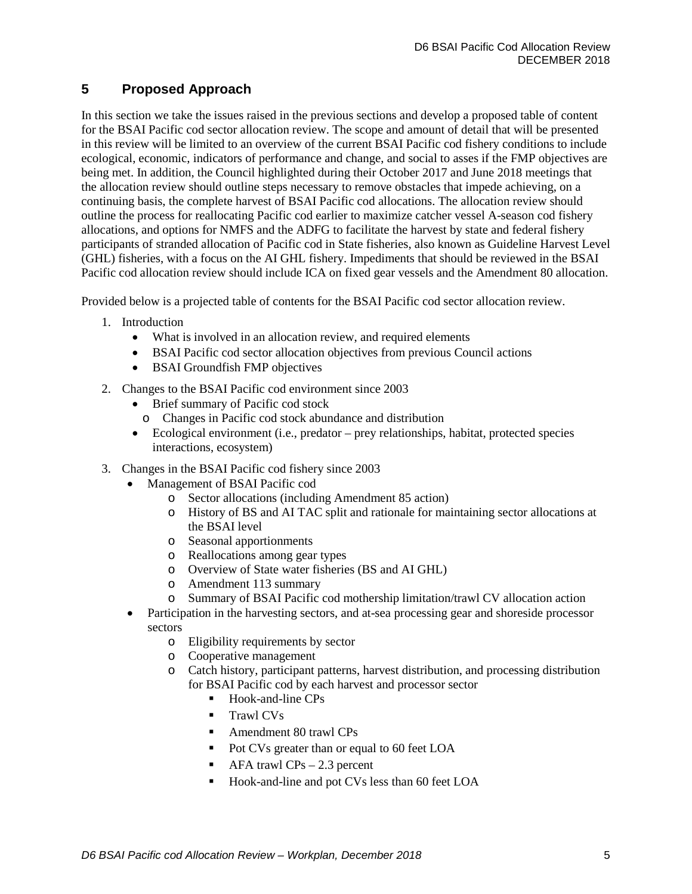## 5 Proposed Approach

In this section we take the issues raised in the previous sections and develop a proposed table of content for the BSAI Pacific cod sector allocation review. The scope and amount of detail that will be presented in this review will be limited to an overview of the current BSAI Pacific cod fishery conditions to include ecological, economic, indicators of performance and change, and social to asses if the FMP objectives are being met. In addition, the Council highlighted during their October 2017 and June 2018 meetings that the allocation review should outline steps necessary to remove obstacles that impede achieving, on a continuing basis, the complete harvest of BSAI Pacific cod allocations. The allocation review should outline the process for reallocating Pacific cod earlier to maximize catcher vessel A-season cod fishery allocations, and options for NMFS and the ADFG to facilitate the harvest by state and federal fishery participants of stranded allocation of Pacific cod in State fisheries, also known as Guideline Harvest Level (GHL) fisheries, with a focus on the AI GHL fishery. Impediments that should be reviewed in the BSAI Pacific cod allocation review should include ICA on fixed gear vessels and the Amendment 80 allocation.

Provided below is a projected table of contents for the BSAI Pacific cod sector allocation review.

1. Introduction
   - What is involved in an allocation review, and required elements
   - BSAI Pacific cod sector allocation objectives from previous Council actions
   - BSAI Groundfish FMP objectives
2. Changes to the BSAI Pacific cod environment since 2003
   - Brief summary of Pacific cod stock
     - Changes in Pacific cod stock abundance and distribution
   - Ecological environment (i.e., predator – prey relationships, habitat, protected species interactions, ecosystem)
3. Changes in the BSAI Pacific cod fishery since 2003
   - Management of BSAI Pacific cod
     - Sector allocations (including Amendment 85 action)
     - History of BS and AI TAC split and rationale for maintaining sector allocations at the BSAI level
     - Seasonal apportionments
     - Reallocations among gear types
     - Overview of State water fisheries (BS and AI GHL)
     - Amendment 113 summary
     - Summary of BSAI Pacific cod mothership limitation/trawl CV allocation action
   - Participation in the harvesting sectors, and at-sea processing gear and shoreside processor sectors
     - Eligibility requirements by sector
     - Cooperative management
     - Catch history, participant patterns, harvest distribution, and processing distribution for BSAI Pacific cod by each harvest and processor sector
       - Hook-and-line CPs
       - Trawl CVs
       - Amendment 80 trawl CPs
       - Pot CVs greater than or equal to 60 feet LOA
       - AFA trawl CPs – 2.3 percent
       - Hook-and-line and pot CVs less than 60 feet LOA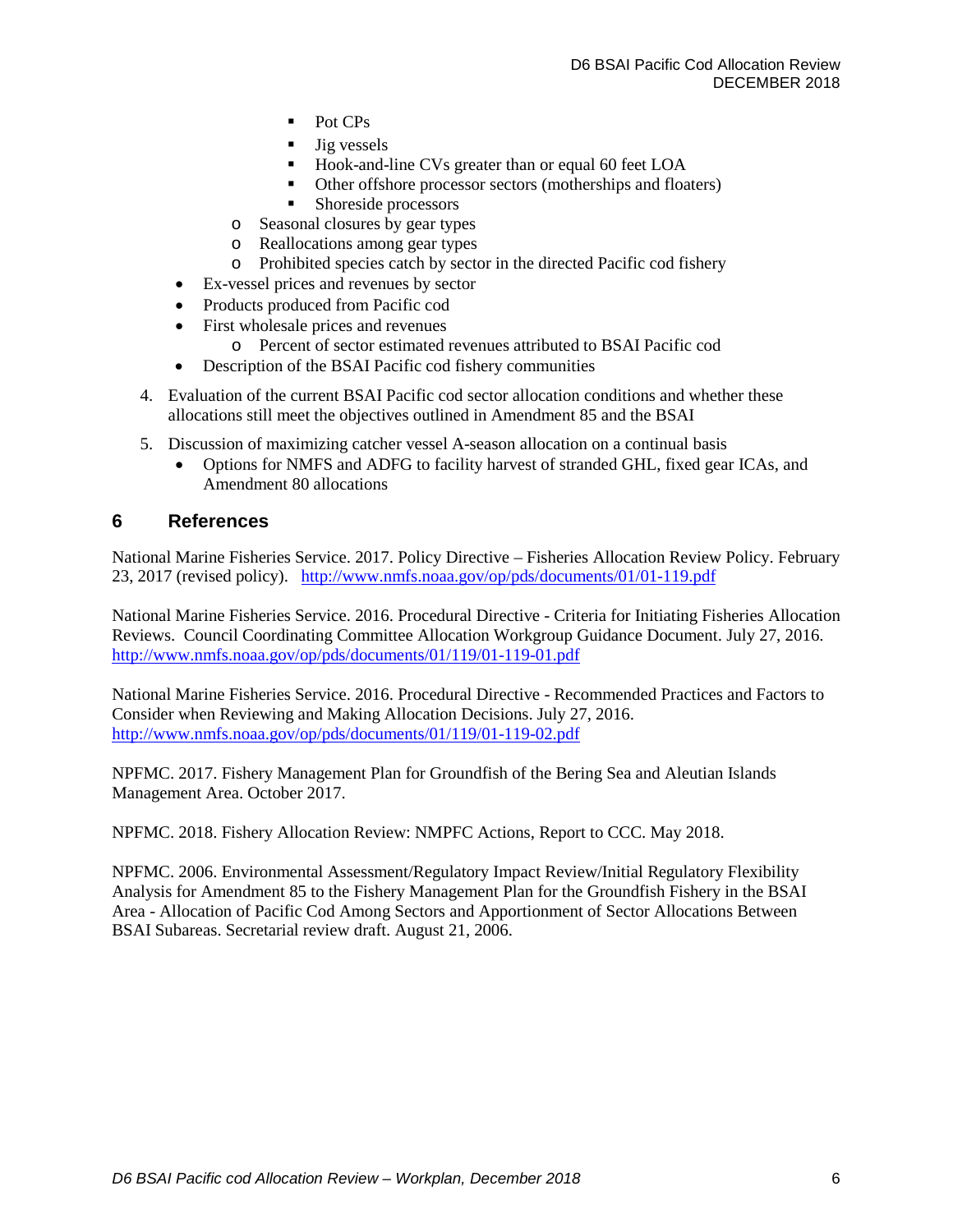- Pot CPs
        - Jig vessels
        - Hook-and-line CVs greater than or equal 60 feet LOA
        - Other offshore processor sectors (motherships and floaters)
        - Shoreside processors
    - Seasonal closures by gear types
    - Reallocations among gear types
    - Prohibited species catch by sector in the directed Pacific cod fishery
  - Ex-vessel prices and revenues by sector
  - Products produced from Pacific cod
  - First wholesale prices and revenues
    - Percent of sector estimated revenues attributed to BSAI Pacific cod
  - Description of the BSAI Pacific cod fishery communities

4. Evaluation of the current BSAI Pacific cod sector allocation conditions and whether these allocations still meet the objectives outlined in Amendment 85 and the BSAI

5. Discussion of maximizing catcher vessel A-season allocation on a continual basis
   - Options for NMFS and ADFG to facility harvest of stranded GHL, fixed gear ICAs, and Amendment 80 allocations

## 6 References

National Marine Fisheries Service. 2017. Policy Directive – Fisheries Allocation Review Policy. February 23, 2017 (revised policy). http://www.nmfs.noaa.gov/op/pds/documents/01/01-119.pdf

National Marine Fisheries Service. 2016. Procedural Directive - Criteria for Initiating Fisheries Allocation Reviews. Council Coordinating Committee Allocation Workgroup Guidance Document. July 27, 2016. http://www.nmfs.noaa.gov/op/pds/documents/01/119/01-119-01.pdf

National Marine Fisheries Service. 2016. Procedural Directive - Recommended Practices and Factors to Consider when Reviewing and Making Allocation Decisions. July 27, 2016. http://www.nmfs.noaa.gov/op/pds/documents/01/119/01-119-02.pdf

NPFMC. 2017. Fishery Management Plan for Groundfish of the Bering Sea and Aleutian Islands Management Area. October 2017.

NPFMC. 2018. Fishery Allocation Review: NMPFC Actions, Report to CCC. May 2018.

NPFMC. 2006. Environmental Assessment/Regulatory Impact Review/Initial Regulatory Flexibility Analysis for Amendment 85 to the Fishery Management Plan for the Groundfish Fishery in the BSAI Area - Allocation of Pacific Cod Among Sectors and Apportionment of Sector Allocations Between BSAI Subareas. Secretarial review draft. August 21, 2006.